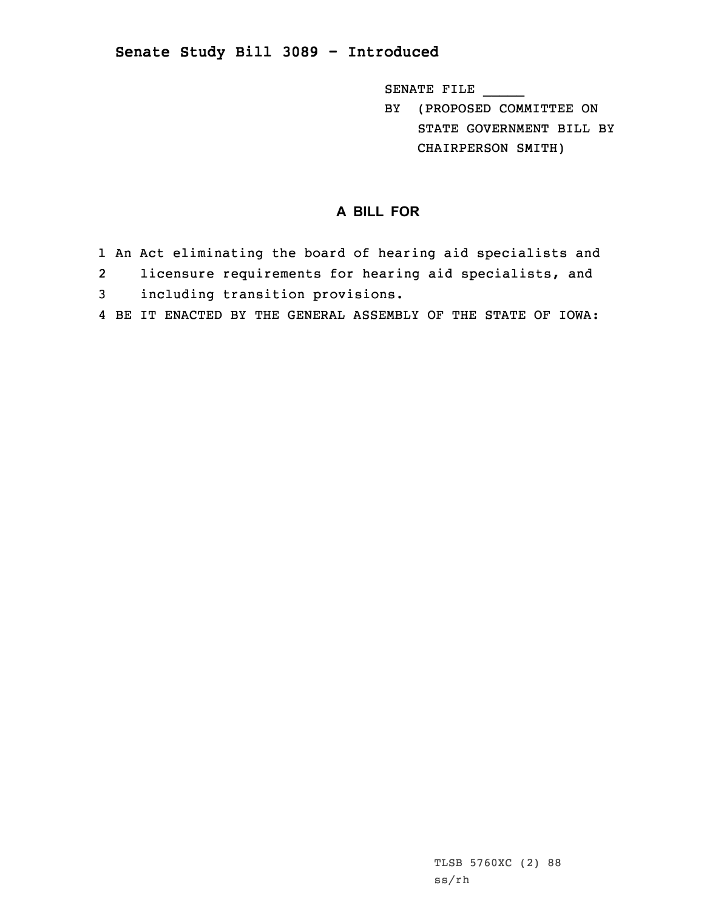## Senate Study Bill 3089 - Introduced

SENATE FILE _____

BY (PROPOSED COMMITTEE ON STATE GOVERNMENT BILL BY CHAIRPERSON SMITH)

### A BILL FOR

1 An Act eliminating the board of hearing aid specialists and
2 licensure requirements for hearing aid specialists, and
3 including transition provisions.
4 BE IT ENACTED BY THE GENERAL ASSEMBLY OF THE STATE OF IOWA:

TLSB 5760XC (2) 88
ss/rh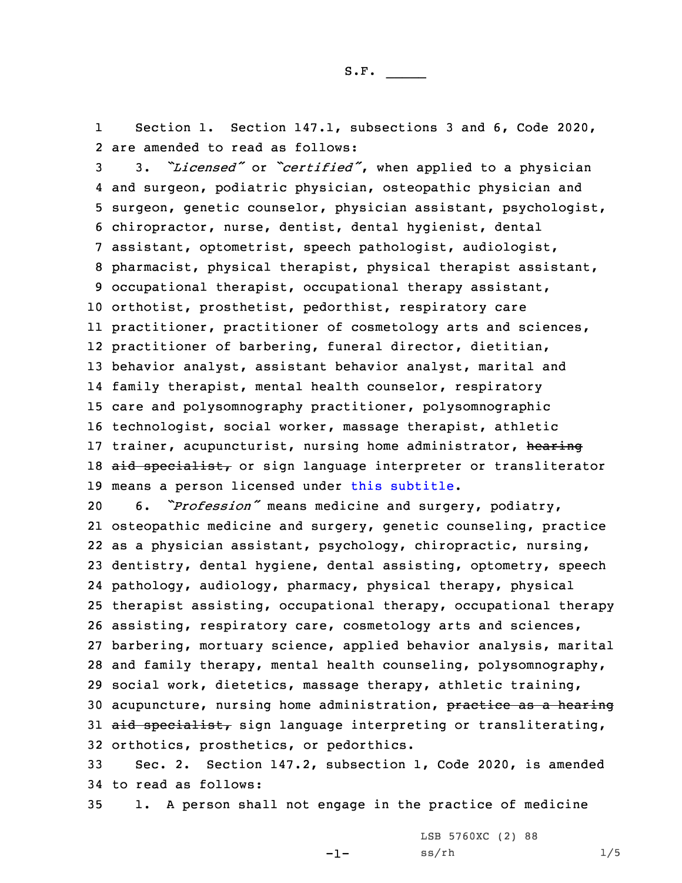S.F. _____

1 Section 1. Section 147.1, subsections 3 and 6, Code 2020,
2 are amended to read as follows:

3 3. *"Licensed"* or *"certified"*, when applied to a physician
4 and surgeon, podiatric physician, osteopathic physician and
5 surgeon, genetic counselor, physician assistant, psychologist,
6 chiropractor, nurse, dentist, dental hygienist, dental
7 assistant, optometrist, speech pathologist, audiologist,
8 pharmacist, physical therapist, physical therapist assistant,
9 occupational therapist, occupational therapy assistant,
10 orthotist, prosthetist, pedorthist, respiratory care
11 practitioner, practitioner of cosmetology arts and sciences,
12 practitioner of barbering, funeral director, dietitian,
13 behavior analyst, assistant behavior analyst, marital and
14 family therapist, mental health counselor, respiratory
15 care and polysomnography practitioner, polysomnographic
16 technologist, social worker, massage therapist, athletic
17 trainer, acupuncturist, nursing home administrator, ~~hearing~~
18 ~~aid specialist,~~ or sign language interpreter or transliterator
19 means a person licensed under this subtitle.

20 6. *"Profession"* means medicine and surgery, podiatry,
21 osteopathic medicine and surgery, genetic counseling, practice
22 as a physician assistant, psychology, chiropractic, nursing,
23 dentistry, dental hygiene, dental assisting, optometry, speech
24 pathology, audiology, pharmacy, physical therapy, physical
25 therapist assisting, occupational therapy, occupational therapy
26 assisting, respiratory care, cosmetology arts and sciences,
27 barbering, mortuary science, applied behavior analysis, marital
28 and family therapy, mental health counseling, polysomnography,
29 social work, dietetics, massage therapy, athletic training,
30 acupuncture, nursing home administration, ~~practice as a hearing~~
31 ~~aid specialist,~~ sign language interpreting or transliterating,
32 orthotics, prosthetics, or pedorthics.

33 Sec. 2. Section 147.2, subsection 1, Code 2020, is amended
34 to read as follows:

35 1. A person shall not engage in the practice of medicine

LSB 5760XC (2) 88
ss/rh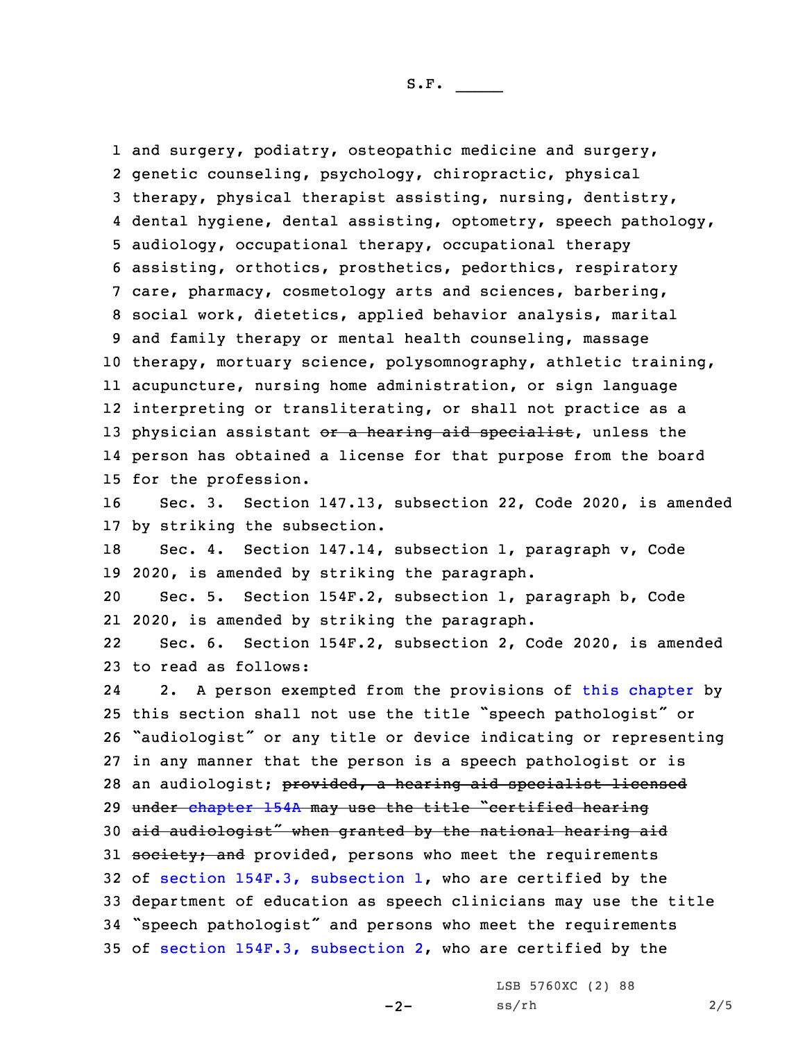and surgery, podiatry, osteopathic medicine and surgery, genetic counseling, psychology, chiropractic, physical therapy, physical therapist assisting, nursing, dentistry, dental hygiene, dental assisting, optometry, speech pathology, audiology, occupational therapy, occupational therapy assisting, orthotics, prosthetics, pedorthics, respiratory care, pharmacy, cosmetology arts and sciences, barbering, social work, dietetics, applied behavior analysis, marital and family therapy or mental health counseling, massage therapy, mortuary science, polysomnography, athletic training, acupuncture, nursing home administration, or sign language interpreting or transliterating, or shall not practice as a physician assistant ~~or a hearing aid specialist~~, unless the person has obtained a license for that purpose from the board for the profession.

Sec. 3. Section 147.13, subsection 22, Code 2020, is amended by striking the subsection.

Sec. 4. Section 147.14, subsection 1, paragraph v, Code 2020, is amended by striking the paragraph.

Sec. 5. Section 154F.2, subsection 1, paragraph b, Code 2020, is amended by striking the paragraph.

Sec. 6. Section 154F.2, subsection 2, Code 2020, is amended to read as follows:

2. A person exempted from the provisions of this chapter by this section shall not use the title "speech pathologist" or "audiologist" or any title or device indicating or representing in any manner that the person is a speech pathologist or is an audiologist; ~~provided, a hearing aid specialist licensed under chapter 154A may use the title "certified hearing aid audiologist" when granted by the national hearing aid society; and~~ provided, persons who meet the requirements of section 154F.3, subsection 1, who are certified by the department of education as speech clinicians may use the title "speech pathologist" and persons who meet the requirements of section 154F.3, subsection 2, who are certified by the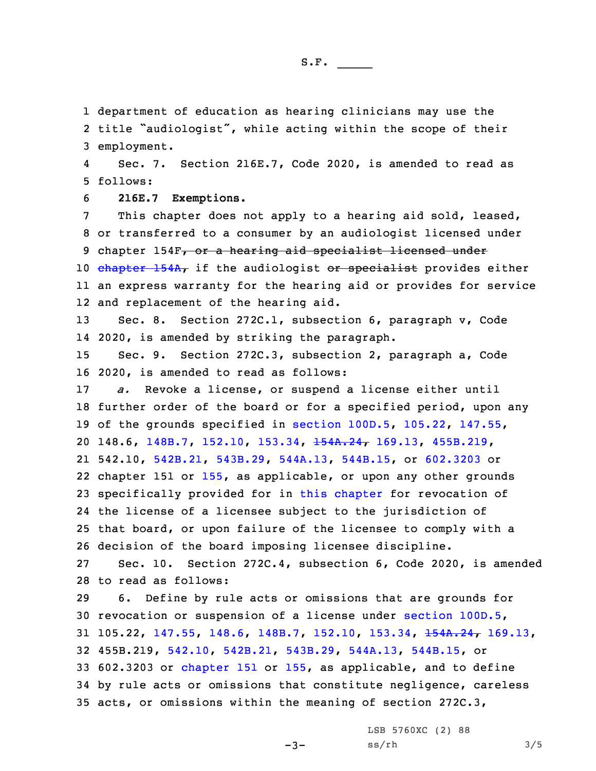department of education as hearing clinicians may use the title "audiologist", while acting within the scope of their employment.

Sec. 7. Section 216E.7, Code 2020, is amended to read as follows:

**216E.7 Exemptions.**

This chapter does not apply to a hearing aid sold, leased, or transferred to a consumer by an audiologist licensed under chapter 154F~~, or a hearing aid specialist licensed under chapter 154A,~~ if the audiologist ~~or specialist~~ provides either an express warranty for the hearing aid or provides for service and replacement of the hearing aid.

Sec. 8. Section 272C.1, subsection 6, paragraph v, Code 2020, is amended by striking the paragraph.

Sec. 9. Section 272C.3, subsection 2, paragraph a, Code 2020, is amended to read as follows:

*a.* Revoke a license, or suspend a license either until further order of the board or for a specified period, upon any of the grounds specified in section 100D.5, 105.22, 147.55, 148.6, 148B.7, 152.10, 153.34, ~~154A.24,~~ 169.13, 455B.219, 542.10, 542B.21, 543B.29, 544A.13, 544B.15, or 602.3203 or chapter 151 or 155, as applicable, or upon any other grounds specifically provided for in this chapter for revocation of the license of a licensee subject to the jurisdiction of that board, or upon failure of the licensee to comply with a decision of the board imposing licensee discipline.

Sec. 10. Section 272C.4, subsection 6, Code 2020, is amended to read as follows:

6. Define by rule acts or omissions that are grounds for revocation or suspension of a license under section 100D.5, 105.22, 147.55, 148.6, 148B.7, 152.10, 153.34, ~~154A.24,~~ 169.13, 455B.219, 542.10, 542B.21, 543B.29, 544A.13, 544B.15, or 602.3203 or chapter 151 or 155, as applicable, and to define by rule acts or omissions that constitute negligence, careless acts, or omissions within the meaning of section 272C.3,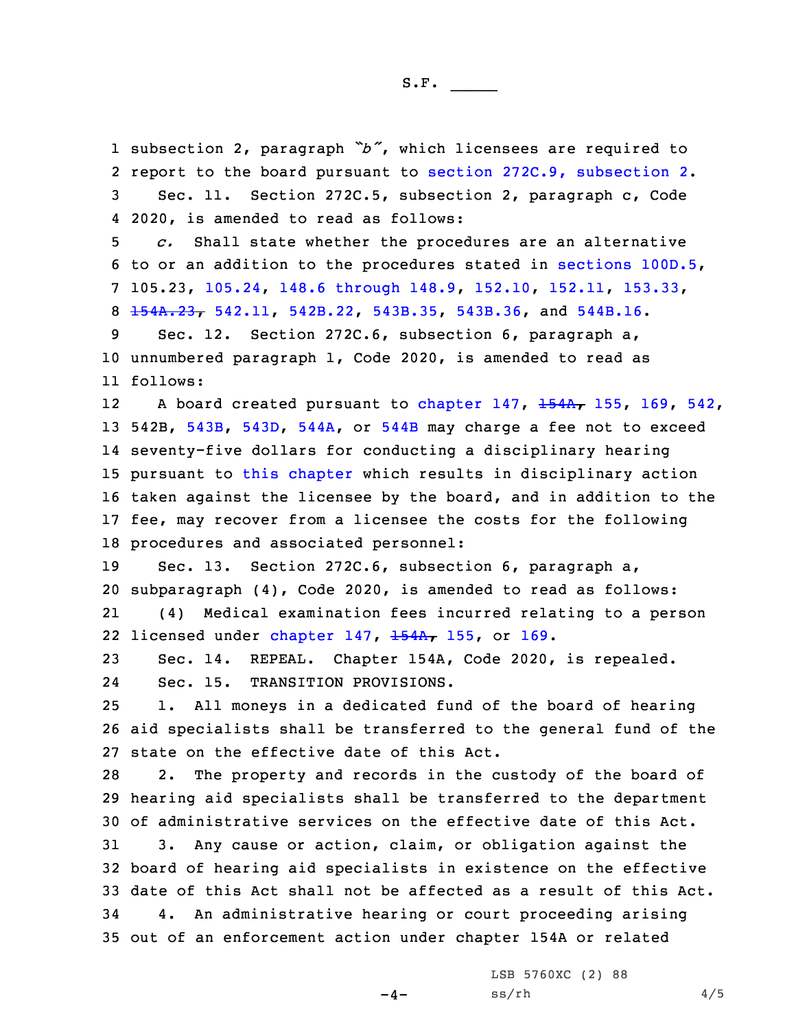subsection 2, paragraph *"b"*, which licensees are required to report to the board pursuant to section 272C.9, subsection 2.

Sec. 11. Section 272C.5, subsection 2, paragraph c, Code 2020, is amended to read as follows:

*c.* Shall state whether the procedures are an alternative to or an addition to the procedures stated in sections 100D.5, 105.23, 105.24, 148.6 through 148.9, 152.10, 152.11, 153.33, ~~154A.23,~~ 542.11, 542B.22, 543B.35, 543B.36, and 544B.16.

Sec. 12. Section 272C.6, subsection 6, paragraph a, unnumbered paragraph 1, Code 2020, is amended to read as follows:

A board created pursuant to chapter 147, ~~154A,~~ 155, 169, 542, 542B, 543B, 543D, 544A, or 544B may charge a fee not to exceed seventy-five dollars for conducting a disciplinary hearing pursuant to this chapter which results in disciplinary action taken against the licensee by the board, and in addition to the fee, may recover from a licensee the costs for the following procedures and associated personnel:

Sec. 13. Section 272C.6, subsection 6, paragraph a, subparagraph (4), Code 2020, is amended to read as follows:

(4) Medical examination fees incurred relating to a person licensed under chapter 147, ~~154A,~~ 155, or 169.

Sec. 14. REPEAL. Chapter 154A, Code 2020, is repealed.

Sec. 15. TRANSITION PROVISIONS.

1. All moneys in a dedicated fund of the board of hearing aid specialists shall be transferred to the general fund of the state on the effective date of this Act.

2. The property and records in the custody of the board of hearing aid specialists shall be transferred to the department of administrative services on the effective date of this Act.

3. Any cause or action, claim, or obligation against the board of hearing aid specialists in existence on the effective date of this Act shall not be affected as a result of this Act.

4. An administrative hearing or court proceeding arising out of an enforcement action under chapter 154A or related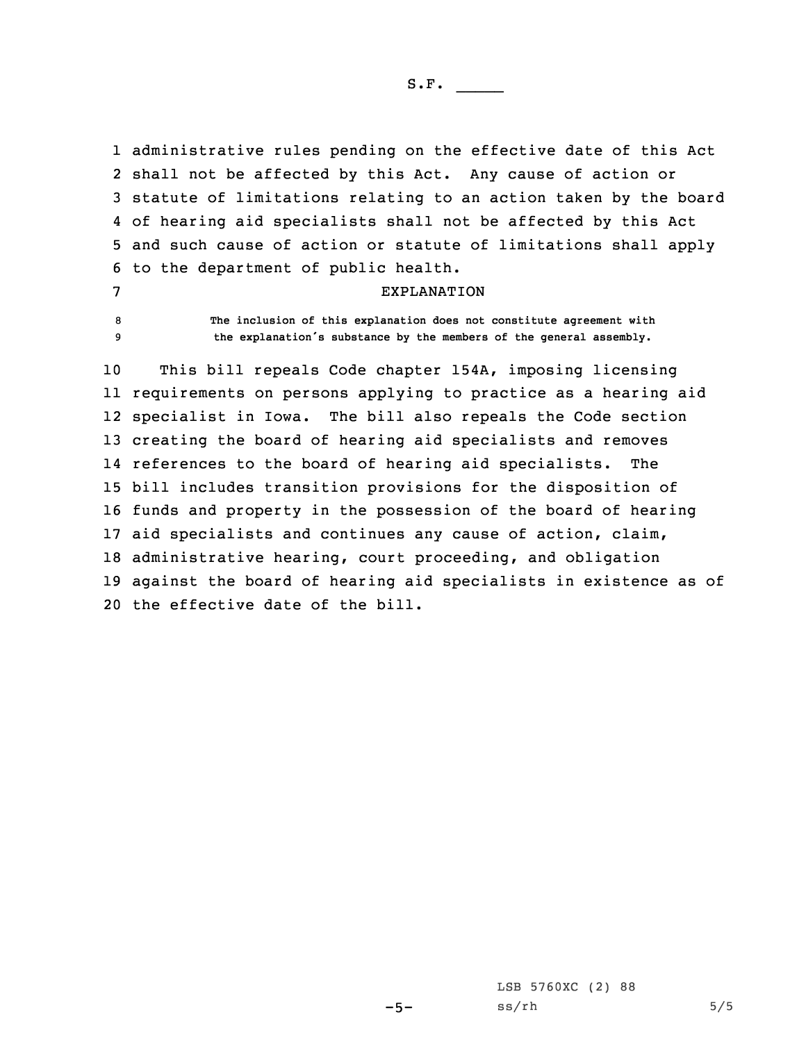administrative rules pending on the effective date of this Act shall not be affected by this Act. Any cause of action or statute of limitations relating to an action taken by the board of hearing aid specialists shall not be affected by this Act and such cause of action or statute of limitations shall apply to the department of public health.

EXPLANATION

The inclusion of this explanation does not constitute agreement with the explanation's substance by the members of the general assembly.

This bill repeals Code chapter 154A, imposing licensing requirements on persons applying to practice as a hearing aid specialist in Iowa. The bill also repeals the Code section creating the board of hearing aid specialists and removes references to the board of hearing aid specialists. The bill includes transition provisions for the disposition of funds and property in the possession of the board of hearing aid specialists and continues any cause of action, claim, administrative hearing, court proceeding, and obligation against the board of hearing aid specialists in existence as of the effective date of the bill.

LSB 5760XC (2) 88
ss/rh